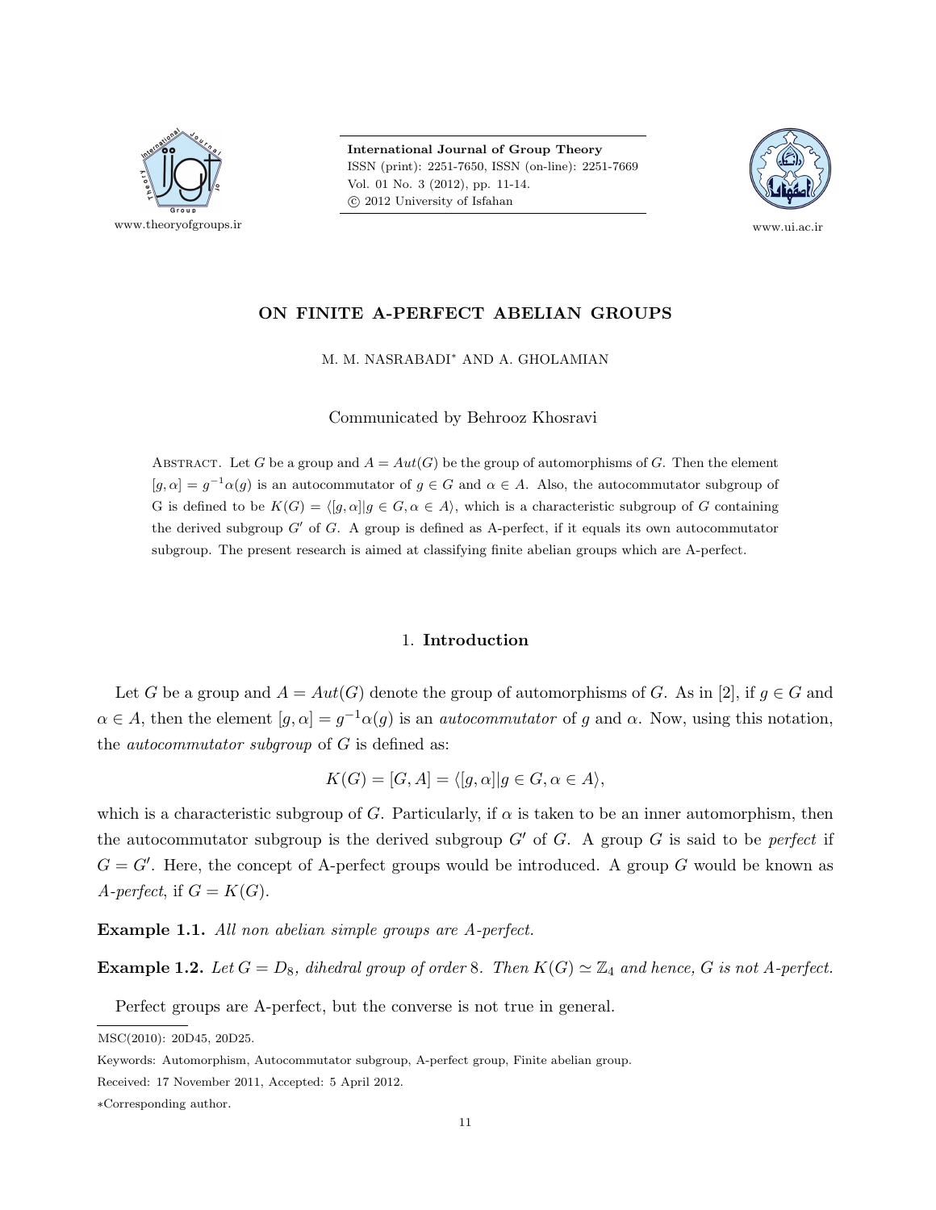# ON FINITE A-PERFECT ABELIAN GROUPS

M. M. NASRABADI* AND A. GHOLAMIAN

Communicated by Behrooz Khosravi

ABSTRACT. Let $G$ be a group and $A = Aut(G)$ be the group of automorphisms of $G$. Then the element $[g, \alpha] = g^{-1}\alpha(g)$ is an autocommutator of $g \in G$ and $\alpha \in A$. Also, the autocommutator subgroup of G is defined to be $K(G) = \langle [g, \alpha] | g \in G, \alpha \in A \rangle$, which is a characteristic subgroup of $G$ containing the derived subgroup $G'$ of $G$. A group is defined as A-perfect, if it equals its own autocommutator subgroup. The present research is aimed at classifying finite abelian groups which are A-perfect.

## 1. Introduction

Let $G$ be a group and $A = Aut(G)$ denote the group of automorphisms of $G$. As in [2], if $g \in G$ and $\alpha \in A$, then the element $[g, \alpha] = g^{-1}\alpha(g)$ is an *autocommutator* of $g$ and $\alpha$. Now, using this notation, the *autocommutator subgroup* of $G$ is defined as:

$$K(G) = [G, A] = \langle [g, \alpha] | g \in G, \alpha \in A \rangle,$$

which is a characteristic subgroup of $G$. Particularly, if $\alpha$ is taken to be an inner automorphism, then the autocommutator subgroup is the derived subgroup $G'$ of $G$. A group $G$ is said to be *perfect* if $G = G'$. Here, the concept of A-perfect groups would be introduced. A group $G$ would be known as *A-perfect*, if $G = K(G)$.

**Example 1.1.** *All non abelian simple groups are A-perfect.*

**Example 1.2.** *Let $G = D_8$, dihedral group of order 8. Then $K(G) \simeq \mathbb{Z}_4$ and hence, $G$ is not A-perfect.*

Perfect groups are A-perfect, but the converse is not true in general.

MSC(2010): 20D45, 20D25.

Keywords: Automorphism, Autocommutator subgroup, A-perfect group, Finite abelian group.

Received: 17 November 2011, Accepted: 5 April 2012.

*Corresponding author.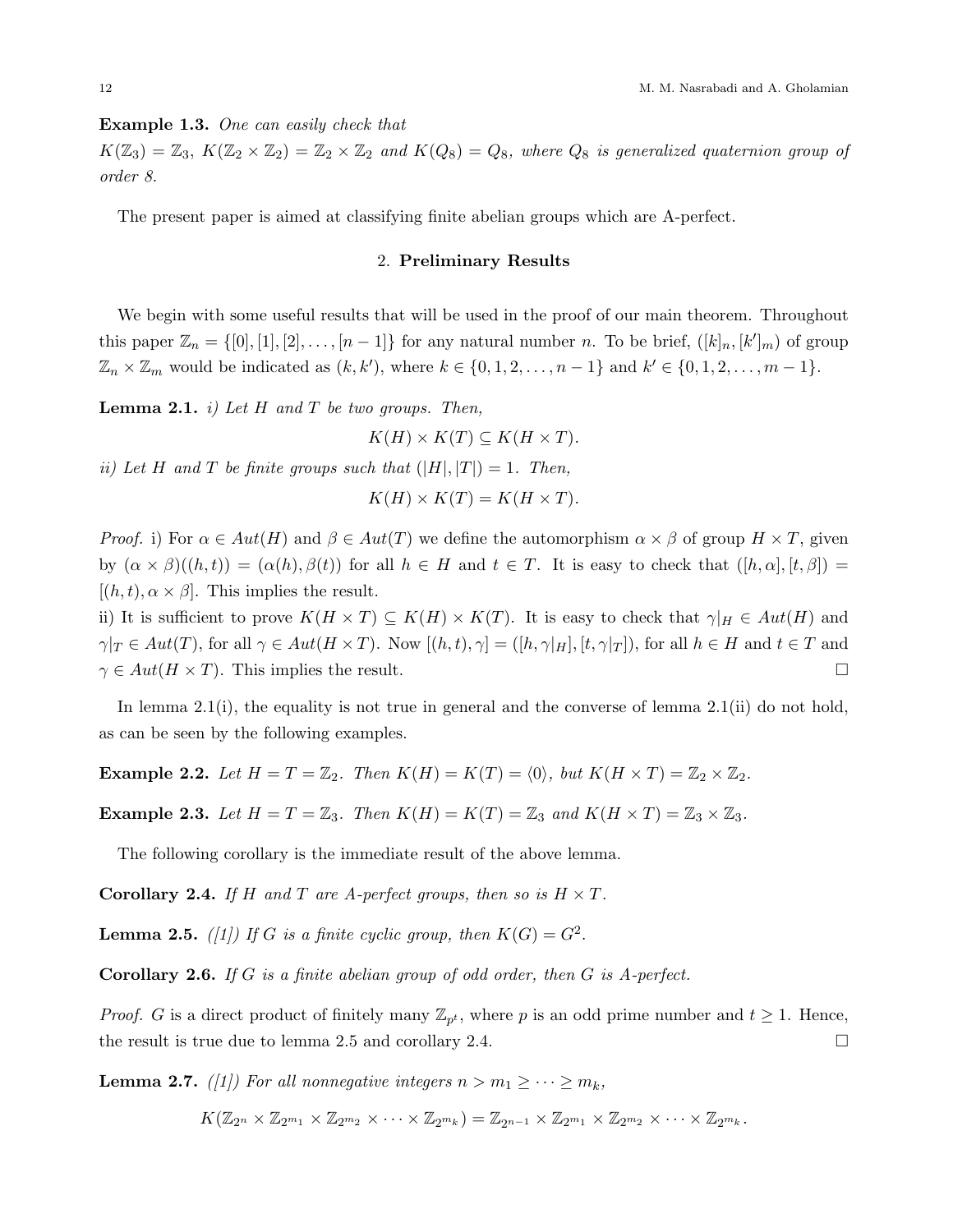**Example 1.3.** *One can easily check that*
$K(\mathbb{Z}_3) = \mathbb{Z}_3$, $K(\mathbb{Z}_2 \times \mathbb{Z}_2) = \mathbb{Z}_2 \times \mathbb{Z}_2$ *and* $K(Q_8) = Q_8$*, where* $Q_8$ *is generalized quaternion group of order 8.*

The present paper is aimed at classifying finite abelian groups which are A-perfect.

## 2. **Preliminary Results**

We begin with some useful results that will be used in the proof of our main theorem. Throughout this paper $\mathbb{Z}_n = \{[0], [1], [2], \ldots, [n-1]\}$ for any natural number $n$. To be brief, $([k]_n, [k']_m)$ of group $\mathbb{Z}_n \times \mathbb{Z}_m$ would be indicated as $(k, k')$, where $k \in \{0, 1, 2, \ldots, n-1\}$ and $k' \in \{0, 1, 2, \ldots, m-1\}$.

**Lemma 2.1.** *i) Let* $H$ *and* $T$ *be two groups. Then,*

$$K(H) \times K(T) \subseteq K(H \times T).$$

*ii) Let* $H$ *and* $T$ *be finite groups such that* $(|H|, |T|) = 1$*. Then,*

$$K(H) \times K(T) = K(H \times T).$$

*Proof.* i) For $\alpha \in Aut(H)$ and $\beta \in Aut(T)$ we define the automorphism $\alpha \times \beta$ of group $H \times T$, given by $(\alpha \times \beta)((h,t)) = (\alpha(h), \beta(t))$ for all $h \in H$ and $t \in T$. It is easy to check that $([h, \alpha], [t, \beta]) = [(h,t), \alpha \times \beta]$. This implies the result.
ii) It is sufficient to prove $K(H \times T) \subseteq K(H) \times K(T)$. It is easy to check that $\gamma|_H \in Aut(H)$ and $\gamma|_T \in Aut(T)$, for all $\gamma \in Aut(H \times T)$. Now $[(h,t), \gamma] = ([h, \gamma|_H], [t, \gamma|_T])$, for all $h \in H$ and $t \in T$ and $\gamma \in Aut(H \times T)$. This implies the result. □

In lemma 2.1(i), the equality is not true in general and the converse of lemma 2.1(ii) do not hold, as can be seen by the following examples.

**Example 2.2.** *Let* $H = T = \mathbb{Z}_2$*. Then* $K(H) = K(T) = \langle 0 \rangle$*, but* $K(H \times T) = \mathbb{Z}_2 \times \mathbb{Z}_2$*.*

**Example 2.3.** *Let* $H = T = \mathbb{Z}_3$*. Then* $K(H) = K(T) = \mathbb{Z}_3$ *and* $K(H \times T) = \mathbb{Z}_3 \times \mathbb{Z}_3$*.*

The following corollary is the immediate result of the above lemma.

**Corollary 2.4.** *If* $H$ *and* $T$ *are A-perfect groups, then so is* $H \times T$*.*

**Lemma 2.5.** *([1]) If* $G$ *is a finite cyclic group, then* $K(G) = G^2$*.*

**Corollary 2.6.** *If* $G$ *is a finite abelian group of odd order, then* $G$ *is A-perfect.*

*Proof.* $G$ is a direct product of finitely many $\mathbb{Z}_{p^t}$, where $p$ is an odd prime number and $t \geq 1$. Hence, the result is true due to lemma 2.5 and corollary 2.4. □

**Lemma 2.7.** *([1]) For all nonnegative integers* $n > m_1 \geq \cdots \geq m_k$*,*

$$K(\mathbb{Z}_{2^n} \times \mathbb{Z}_{2^{m_1}} \times \mathbb{Z}_{2^{m_2}} \times \cdots \times \mathbb{Z}_{2^{m_k}}) = \mathbb{Z}_{2^{n-1}} \times \mathbb{Z}_{2^{m_1}} \times \mathbb{Z}_{2^{m_2}} \times \cdots \times \mathbb{Z}_{2^{m_k}}.$$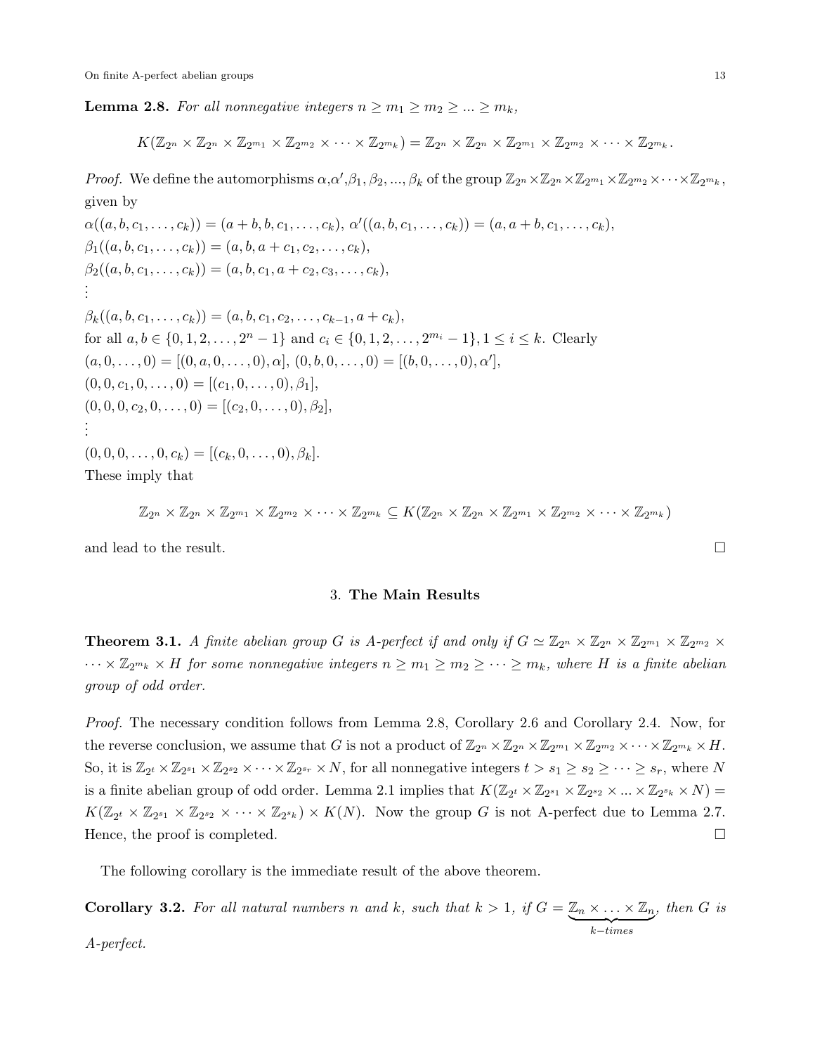**Lemma 2.8.** *For all nonnegative integers $n \geq m_1 \geq m_2 \geq ... \geq m_k$,*

$$K(\mathbb{Z}_{2^n} \times \mathbb{Z}_{2^n} \times \mathbb{Z}_{2^{m_1}} \times \mathbb{Z}_{2^{m_2}} \times \cdots \times \mathbb{Z}_{2^{m_k}}) = \mathbb{Z}_{2^n} \times \mathbb{Z}_{2^n} \times \mathbb{Z}_{2^{m_1}} \times \mathbb{Z}_{2^{m_2}} \times \cdots \times \mathbb{Z}_{2^{m_k}}.$$

*Proof.* We define the automorphisms $\alpha$,$\alpha'$,$\beta_1, \beta_2, ..., \beta_k$ of the group $\mathbb{Z}_{2^n} \times \mathbb{Z}_{2^n} \times \mathbb{Z}_{2^{m_1}} \times \mathbb{Z}_{2^{m_2}} \times \cdots \times \mathbb{Z}_{2^{m_k}}$, given by

$\alpha((a, b, c_1, \ldots, c_k)) = (a + b, b, c_1, \ldots, c_k)$, $\alpha'((a, b, c_1, \ldots, c_k)) = (a, a + b, c_1, \ldots, c_k)$,
$\beta_1((a, b, c_1, \ldots, c_k)) = (a, b, a + c_1, c_2, \ldots, c_k)$,
$\beta_2((a, b, c_1, \ldots, c_k)) = (a, b, c_1, a + c_2, c_3, \ldots, c_k)$,
$\vdots$
$\beta_k((a, b, c_1, \ldots, c_k)) = (a, b, c_1, c_2, \ldots, c_{k-1}, a + c_k)$,
for all $a, b \in \{0, 1, 2, \ldots, 2^n - 1\}$ and $c_i \in \{0, 1, 2, \ldots, 2^{m_i} - 1\}, 1 \leq i \leq k$. Clearly
$(a, 0, \ldots, 0) = [(0, a, 0, \ldots, 0), \alpha]$, $(0, b, 0, \ldots, 0) = [(b, 0, \ldots, 0), \alpha']$,
$(0, 0, c_1, 0, \ldots, 0) = [(c_1, 0, \ldots, 0), \beta_1]$,
$(0, 0, 0, c_2, 0, \ldots, 0) = [(c_2, 0, \ldots, 0), \beta_2]$,
$\vdots$
$(0, 0, 0, \ldots, 0, c_k) = [(c_k, 0, \ldots, 0), \beta_k]$.
These imply that

$$\mathbb{Z}_{2^n} \times \mathbb{Z}_{2^n} \times \mathbb{Z}_{2^{m_1}} \times \mathbb{Z}_{2^{m_2}} \times \cdots \times \mathbb{Z}_{2^{m_k}} \subseteq K(\mathbb{Z}_{2^n} \times \mathbb{Z}_{2^n} \times \mathbb{Z}_{2^{m_1}} \times \mathbb{Z}_{2^{m_2}} \times \cdots \times \mathbb{Z}_{2^{m_k}})$$

and lead to the result. □

## 3. The Main Results

**Theorem 3.1.** *A finite abelian group $G$ is A-perfect if and only if $G \simeq \mathbb{Z}_{2^n} \times \mathbb{Z}_{2^n} \times \mathbb{Z}_{2^{m_1}} \times \mathbb{Z}_{2^{m_2}} \times \cdots \times \mathbb{Z}_{2^{m_k}} \times H$ for some nonnegative integers $n \geq m_1 \geq m_2 \geq \cdots \geq m_k$, where $H$ is a finite abelian group of odd order.*

*Proof.* The necessary condition follows from Lemma 2.8, Corollary 2.6 and Corollary 2.4. Now, for the reverse conclusion, we assume that $G$ is not a product of $\mathbb{Z}_{2^n} \times \mathbb{Z}_{2^n} \times \mathbb{Z}_{2^{m_1}} \times \mathbb{Z}_{2^{m_2}} \times \cdots \times \mathbb{Z}_{2^{m_k}} \times H$. So, it is $\mathbb{Z}_{2^t} \times \mathbb{Z}_{2^{s_1}} \times \mathbb{Z}_{2^{s_2}} \times \cdots \times \mathbb{Z}_{2^{s_r}} \times N$, for all nonnegative integers $t > s_1 \geq s_2 \geq \cdots \geq s_r$, where $N$ is a finite abelian group of odd order. Lemma 2.1 implies that $K(\mathbb{Z}_{2^t} \times \mathbb{Z}_{2^{s_1}} \times \mathbb{Z}_{2^{s_2}} \times ... \times \mathbb{Z}_{2^{s_k}} \times N) = K(\mathbb{Z}_{2^t} \times \mathbb{Z}_{2^{s_1}} \times \mathbb{Z}_{2^{s_2}} \times \cdots \times \mathbb{Z}_{2^{s_k}}) \times K(N)$. Now the group $G$ is not A-perfect due to Lemma 2.7. Hence, the proof is completed. □

The following corollary is the immediate result of the above theorem.

**Corollary 3.2.** *For all natural numbers $n$ and $k$, such that $k > 1$, if $G = \underbrace{\mathbb{Z}_n \times \ldots \times \mathbb{Z}_n}_{k-times}$, then $G$ is A-perfect.*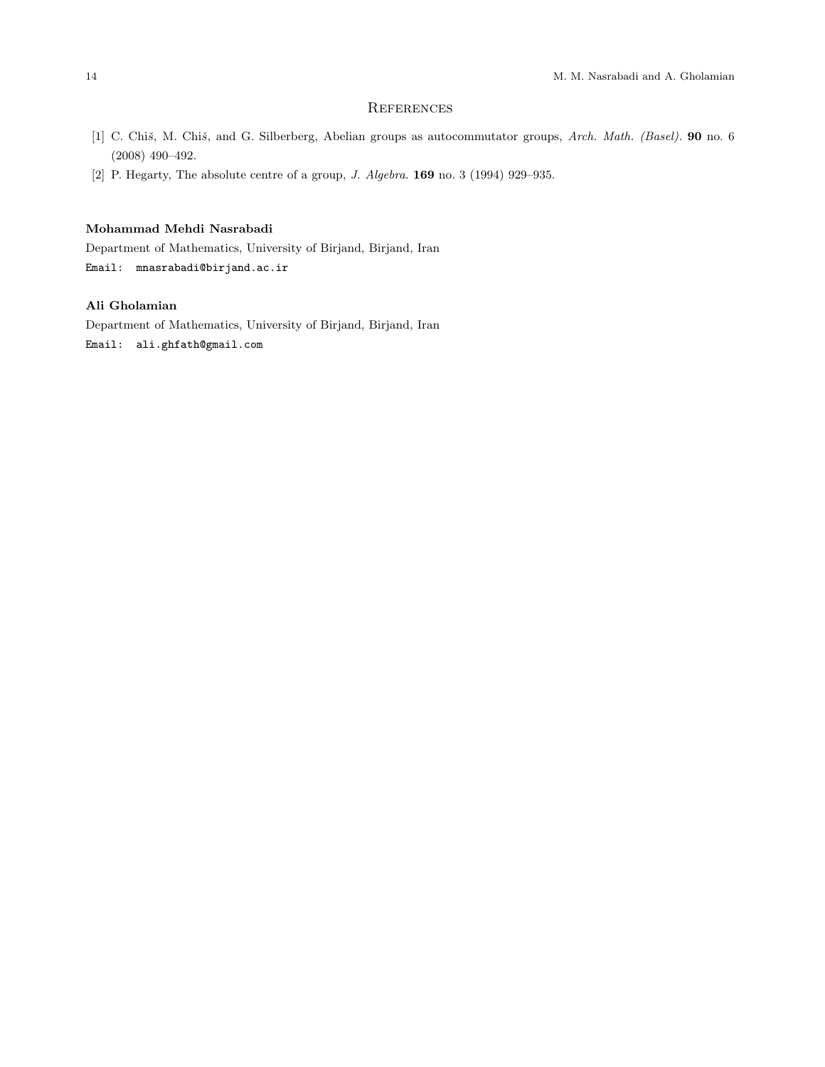## References

[1] C. Chiš, M. Chiš, and G. Silberberg, Abelian groups as autocommutator groups, *Arch. Math. (Basel).* **90** no. 6 (2008) 490–492.

[2] P. Hegarty, The absolute centre of a group, *J. Algebra.* **169** no. 3 (1994) 929–935.

**Mohammad Mehdi Nasrabadi**

Department of Mathematics, University of Birjand, Birjand, Iran

Email: mnasrabadi@birjand.ac.ir

**Ali Gholamian**

Department of Mathematics, University of Birjand, Birjand, Iran

Email: ali.ghfath@gmail.com